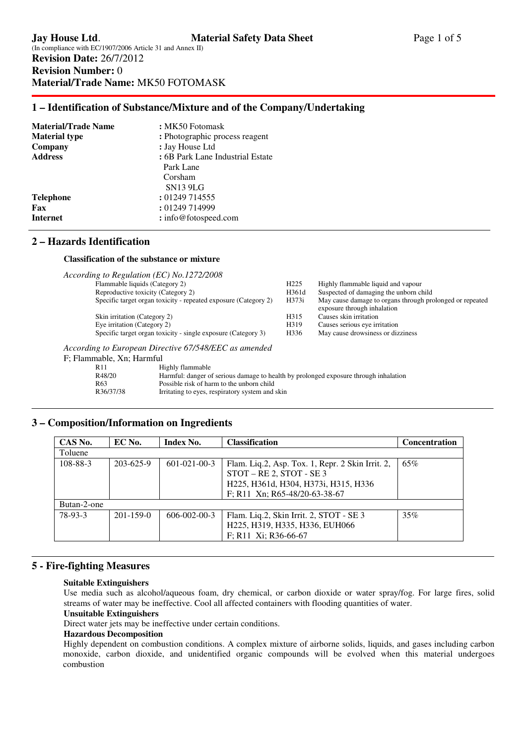**Jay House Ltd**. **Material Safety Data Sheet**

(In compliance with EC/1907/2006 Article 31 and Annex II)

**Revision Date:** 26/7/2012

**Revision Number:** 0

**Material/Trade Name:** MK50 FOTOMASK

## 1 – Identification of Substance/Mixture and of the Company/Undertaking

| | |
|---|---|
| **Material/Trade Name** | : MK50 Fotomask |
| **Material type** | : Photographic process reagent |
| **Company** | : Jay House Ltd |
| **Address** | : 6B Park Lane Industrial Estate<br>Park Lane<br>Corsham<br>SN13 9LG |
| **Telephone** | : 01249 714555 |
| **Fax** | : 01249 714999 |
| **Internet** | : info@fotospeed.com |

## 2 – Hazards Identification

**Classification of the substance or mixture**

*According to Regulation (EC) No.1272/2008*

| | | |
|---|---|---|
| Flammable liquids (Category 2) | H225 | Highly flammable liquid and vapour |
| Reproductive toxicity (Category 2) | H361d | Suspected of damaging the unborn child |
| Specific target organ toxicity - repeated exposure (Category 2) | H373i | May cause damage to organs through prolonged or repeated exposure through inhalation |
| Skin irritation (Category 2) | H315 | Causes skin irritation |
| Eye irritation (Category 2) | H319 | Causes serious eye irritation |
| Specific target organ toxicity - single exposure (Category 3) | H336 | May cause drowsiness or dizziness |

*According to European Directive 67/548/EEC as amended*

F; Flammable, Xn; Harmful

| | |
|---|---|
| R11 | Highly flammable |
| R48/20 | Harmful: danger of serious damage to health by prolonged exposure through inhalation |
| R63 | Possible risk of harm to the unborn child |
| R36/37/38 | Irritating to eyes, respiratory system and skin |

## 3 – Composition/Information on Ingredients

| CAS No. | EC No. | Index No. | Classification | Concentration |
|---|---|---|---|---|
| Toluene | | | | |
| 108-88-3 | 203-625-9 | 601-021-00-3 | Flam. Liq.2, Asp. Tox. 1, Repr. 2 Skin Irrit. 2, STOT – RE 2, STOT - SE 3<br>H225, H361d, H304, H373i, H315, H336<br>F; R11 Xn; R65-48/20-63-38-67 | 65% |
| Butan-2-one | | | | |
| 78-93-3 | 201-159-0 | 606-002-00-3 | Flam. Liq.2, Skin Irrit. 2, STOT - SE 3<br>H225, H319, H335, H336, EUH066<br>F; R11 Xi; R36-66-67 | 35% |

## 5 - Fire-fighting Measures

**Suitable Extinguishers**

Use media such as alcohol/aqueous foam, dry chemical, or carbon dioxide or water spray/fog. For large fires, solid streams of water may be ineffective. Cool all affected containers with flooding quantities of water.

**Unsuitable Extinguishers**

Direct water jets may be ineffective under certain conditions.

**Hazardous Decomposition**

Highly dependent on combustion conditions. A complex mixture of airborne solids, liquids, and gases including carbon monoxide, carbon dioxide, and unidentified organic compounds will be evolved when this material undergoes combustion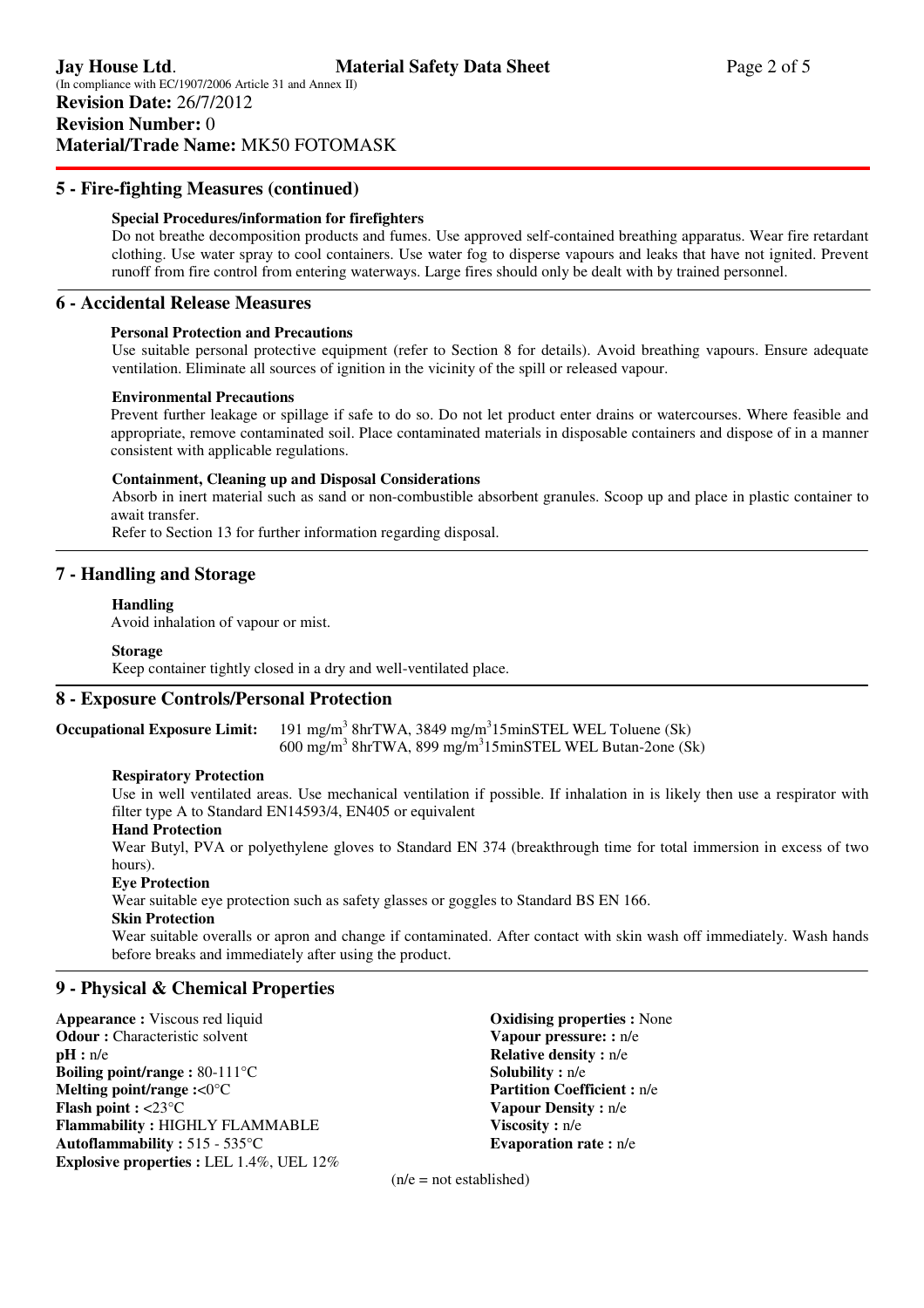## 5 - Fire-fighting Measures (continued)

**Special Procedures/information for firefighters**

Do not breathe decomposition products and fumes. Use approved self-contained breathing apparatus. Wear fire retardant clothing. Use water spray to cool containers. Use water fog to disperse vapours and leaks that have not ignited. Prevent runoff from fire control from entering waterways. Large fires should only be dealt with by trained personnel.

## 6 - Accidental Release Measures

**Personal Protection and Precautions**

Use suitable personal protective equipment (refer to Section 8 for details). Avoid breathing vapours. Ensure adequate ventilation. Eliminate all sources of ignition in the vicinity of the spill or released vapour.

**Environmental Precautions**

Prevent further leakage or spillage if safe to do so. Do not let product enter drains or watercourses. Where feasible and appropriate, remove contaminated soil. Place contaminated materials in disposable containers and dispose of in a manner consistent with applicable regulations.

**Containment, Cleaning up and Disposal Considerations**

Absorb in inert material such as sand or non-combustible absorbent granules. Scoop up and place in plastic container to await transfer.

Refer to Section 13 for further information regarding disposal.

## 7 - Handling and Storage

**Handling**

Avoid inhalation of vapour or mist.

**Storage**

Keep container tightly closed in a dry and well-ventilated place.

## 8 - Exposure Controls/Personal Protection

**Occupational Exposure Limit:** 191 mg/m$^3$ 8hrTWA, 3849 mg/m$^3$15minSTEL WEL Toluene (Sk)
600 mg/m$^3$ 8hrTWA, 899 mg/m$^3$15minSTEL WEL Butan-2one (Sk)

**Respiratory Protection**

Use in well ventilated areas. Use mechanical ventilation if possible. If inhalation in is likely then use a respirator with filter type A to Standard EN14593/4, EN405 or equivalent

**Hand Protection**

Wear Butyl, PVA or polyethylene gloves to Standard EN 374 (breakthrough time for total immersion in excess of two hours).

**Eye Protection**

Wear suitable eye protection such as safety glasses or goggles to Standard BS EN 166.

**Skin Protection**

Wear suitable overalls or apron and change if contaminated. After contact with skin wash off immediately. Wash hands before breaks and immediately after using the product.

## 9 - Physical & Chemical Properties

**Appearance :** Viscous red liquid
**Odour :** Characteristic solvent
**pH :** n/e
**Boiling point/range :** 80-111°C
**Melting point/range :**<0°C
**Flash point :** <23°C
**Flammability :** HIGHLY FLAMMABLE
**Autoflammability :** 515 - 535°C
**Explosive properties :** LEL 1.4%, UEL 12%

**Oxidising properties :** None
**Vapour pressure: :** n/e
**Relative density :** n/e
**Solubility :** n/e
**Partition Coefficient :** n/e
**Vapour Density :** n/e
**Viscosity :** n/e
**Evaporation rate :** n/e

(n/e = not established)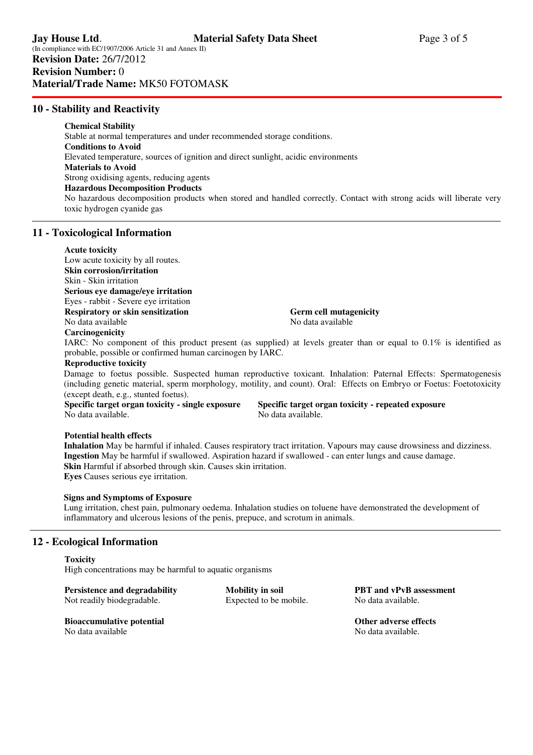## 10 - Stability and Reactivity

**Chemical Stability**
Stable at normal temperatures and under recommended storage conditions.
**Conditions to Avoid**
Elevated temperature, sources of ignition and direct sunlight, acidic environments
**Materials to Avoid**
Strong oxidising agents, reducing agents
**Hazardous Decomposition Products**
No hazardous decomposition products when stored and handled correctly. Contact with strong acids will liberate very toxic hydrogen cyanide gas

## 11 - Toxicological Information

**Acute toxicity**
Low acute toxicity by all routes.
**Skin corrosion/irritation**
Skin - Skin irritation
**Serious eye damage/eye irritation**
Eyes - rabbit - Severe eye irritation
**Respiratory or skin sensitization**
No data available
**Germ cell mutagenicity**
No data available
**Carcinogenicity**
IARC: No component of this product present (as supplied) at levels greater than or equal to 0.1% is identified as probable, possible or confirmed human carcinogen by IARC.
**Reproductive toxicity**
Damage to foetus possible. Suspected human reproductive toxicant. Inhalation: Paternal Effects: Spermatogenesis (including genetic material, sperm morphology, motility, and count). Oral: Effects on Embryo or Foetus: Foetotoxicity (except death, e.g., stunted foetus).
**Specific target organ toxicity - single exposure**
No data available.
**Specific target organ toxicity - repeated exposure**
No data available.

**Potential health effects**
**Inhalation** May be harmful if inhaled. Causes respiratory tract irritation. Vapours may cause drowsiness and dizziness.
**Ingestion** May be harmful if swallowed. Aspiration hazard if swallowed - can enter lungs and cause damage.
**Skin** Harmful if absorbed through skin. Causes skin irritation.
**Eyes** Causes serious eye irritation.

**Signs and Symptoms of Exposure**
Lung irritation, chest pain, pulmonary oedema. Inhalation studies on toluene have demonstrated the development of inflammatory and ulcerous lesions of the penis, prepuce, and scrotum in animals.

## 12 - Ecological Information

**Toxicity**
High concentrations may be harmful to aquatic organisms

**Persistence and degradability**
Not readily biodegradable.

**Mobility in soil**
Expected to be mobile.

**PBT and vPvB assessment**
No data available.

**Bioaccumulative potential**
No data available

**Other adverse effects**
No data available.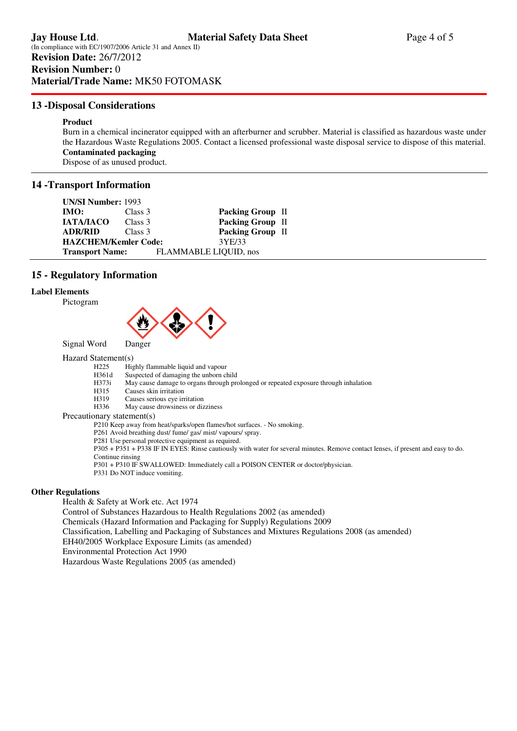**Jay House Ltd.** **Material Safety Data Sheet**
(In compliance with EC/1907/2006 Article 31 and Annex II)
**Revision Date:** 26/7/2012
**Revision Number:** 0
**Material/Trade Name:** MK50 FOTOMASK

## 13 -Disposal Considerations

**Product**
Burn in a chemical incinerator equipped with an afterburner and scrubber. Material is classified as hazardous waste under the Hazardous Waste Regulations 2005. Contact a licensed professional waste disposal service to dispose of this material.
**Contaminated packaging**
Dispose of as unused product.

## 14 -Transport Information

**UN/SI Number:** 1993

| | | | |
|---|---|---|---|
| **IMO:** | Class 3 | **Packing Group** | II |
| **IATA/IACO** | Class 3 | **Packing Group** | II |
| **ADR/RID** | Class 3 | **Packing Group** | II |

**HAZCHEM/Kemler Code:** 3YE/33
**Transport Name:** FLAMMABLE LIQUID, nos

## 15 - Regulatory Information

### Label Elements

Pictogram

Signal Word Danger

Hazard Statement(s)

- H225 Highly flammable liquid and vapour
- H361d Suspected of damaging the unborn child
- H373i May cause damage to organs through prolonged or repeated exposure through inhalation
- H315 Causes skin irritation
- H319 Causes serious eye irritation
- H336 May cause drowsiness or dizziness

Precautionary statement(s)

- P210 Keep away from heat/sparks/open flames/hot surfaces. - No smoking.
- P261 Avoid breathing dust/ fume/ gas/ mist/ vapours/ spray.
- P281 Use personal protective equipment as required.
- P305 + P351 + P338 IF IN EYES: Rinse cautiously with water for several minutes. Remove contact lenses, if present and easy to do. Continue rinsing
- P301 + P310 IF SWALLOWED: Immediately call a POISON CENTER or doctor/physician.
- P331 Do NOT induce vomiting.

### Other Regulations

Health & Safety at Work etc. Act 1974
Control of Substances Hazardous to Health Regulations 2002 (as amended)
Chemicals (Hazard Information and Packaging for Supply) Regulations 2009
Classification, Labelling and Packaging of Substances and Mixtures Regulations 2008 (as amended)
EH40/2005 Workplace Exposure Limits (as amended)
Environmental Protection Act 1990
Hazardous Waste Regulations 2005 (as amended)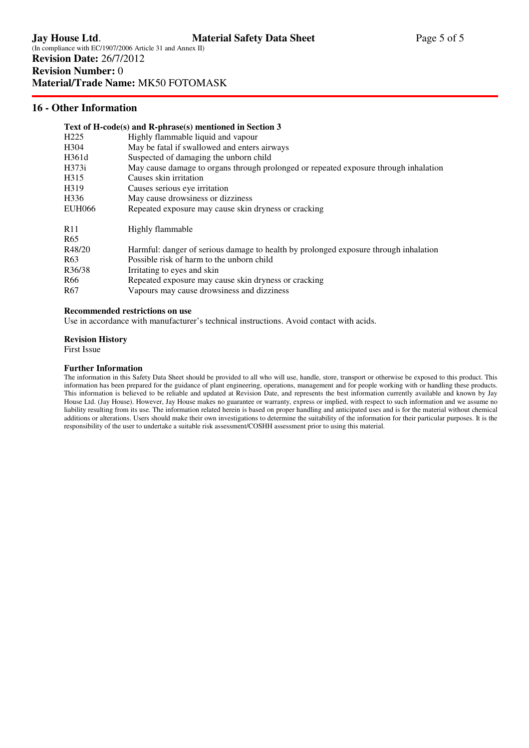## 16 - Other Information

**Text of H-code(s) and R-phrase(s) mentioned in Section 3**

| | |
|---|---|
| H225 | Highly flammable liquid and vapour |
| H304 | May be fatal if swallowed and enters airways |
| H361d | Suspected of damaging the unborn child |
| H373i | May cause damage to organs through prolonged or repeated exposure through inhalation |
| H315 | Causes skin irritation |
| H319 | Causes serious eye irritation |
| H336 | May cause drowsiness or dizziness |
| EUH066 | Repeated exposure may cause skin dryness or cracking |
| | |
| R11 | Highly flammable |
| R65 | |
| R48/20 | Harmful: danger of serious damage to health by prolonged exposure through inhalation |
| R63 | Possible risk of harm to the unborn child |
| R36/38 | Irritating to eyes and skin |
| R66 | Repeated exposure may cause skin dryness or cracking |
| R67 | Vapours may cause drowsiness and dizziness |

**Recommended restrictions on use**

Use in accordance with manufacturer's technical instructions. Avoid contact with acids.

**Revision History**

First Issue

**Further Information**

The information in this Safety Data Sheet should be provided to all who will use, handle, store, transport or otherwise be exposed to this product. This information has been prepared for the guidance of plant engineering, operations, management and for people working with or handling these products. This information is believed to be reliable and updated at Revision Date, and represents the best information currently available and known by Jay House Ltd. (Jay House). However, Jay House makes no guarantee or warranty, express or implied, with respect to such information and we assume no liability resulting from its use. The information related herein is based on proper handling and anticipated uses and is for the material without chemical additions or alterations. Users should make their own investigations to determine the suitability of the information for their particular purposes. It is the responsibility of the user to undertake a suitable risk assessment/COSHH assessment prior to using this material.